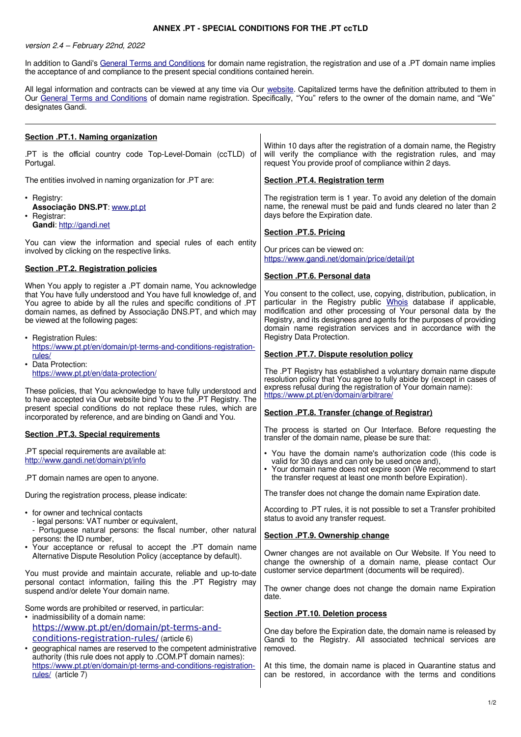**ANNEX .PT - SPECIAL CONDITIONS FOR THE .PT ccTLD**

*version 2.4 – February 22nd, 2022*

In addition to Gandi's General Terms and Conditions for domain name registration, the registration and use of a .PT domain name implies the acceptance of and compliance to the present special conditions contained herein.

All legal information and contracts can be viewed at any time via Our website. Capitalized terms have the definition attributed to them in Our General Terms and Conditions of domain name registration. Specifically, "You" refers to the owner of the domain name, and "We" designates Gandi.

---

## Section .PT.1. Naming organization

.PT is the official country code Top-Level-Domain (ccTLD) of Portugal.

The entities involved in naming organization for .PT are:

- Registry:
  **Associação DNS.PT**: www.pt.pt
- Registrar:
  **Gandi**: http://gandi.net

You can view the information and special rules of each entity involved by clicking on the respective links.

## Section .PT.2. Registration policies

When You apply to register a .PT domain name, You acknowledge that You have fully understood and You have full knowledge of, and You agree to abide by all the rules and specific conditions of .PT domain names, as defined by Associação DNS.PT, and which may be viewed at the following pages:

- Registration Rules:
  https://www.pt.pt/en/domain/pt-terms-and-conditions-registration-rules/
- Data Protection:
  https://www.pt.pt/en/data-protection/

These policies, that You acknowledge to have fully understood and to have accepted via Our website bind You to the .PT Registry. The present special conditions do not replace these rules, which are incorporated by reference, and are binding on Gandi and You.

## Section .PT.3. Special requirements

.PT special requirements are available at:
http://www.gandi.net/domain/pt/info

.PT domain names are open to anyone.

During the registration process, please indicate:

- for owner and technical contacts
  - legal persons: VAT number or equivalent,
  - Portuguese natural persons: the fiscal number, other natural persons: the ID number,
- Your acceptance or refusal to accept the .PT domain name Alternative Dispute Resolution Policy (acceptance by default).

You must provide and maintain accurate, reliable and up-to-date personal contact information, failing this the .PT Registry may suspend and/or delete Your domain name.

Some words are prohibited or reserved, in particular:

- inadmissibility of a domain name:
  https://www.pt.pt/en/domain/pt-terms-and-conditions-registration-rules/ (article 6)
- geographical names are reserved to the competent administrative authority (this rule does not apply to .COM.PT domain names):
  https://www.pt.pt/en/domain/pt-terms-and-conditions-registration-rules/ (article 7)

Within 10 days after the registration of a domain name, the Registry will verify the compliance with the registration rules, and may request You provide proof of compliance within 2 days.

## Section .PT.4. Registration term

The registration term is 1 year. To avoid any deletion of the domain name, the renewal must be paid and funds cleared no later than 2 days before the Expiration date.

## Section .PT.5. Pricing

Our prices can be viewed on:
https://www.gandi.net/domain/price/detail/pt

## Section .PT.6. Personal data

You consent to the collect, use, copying, distribution, publication, in particular in the Registry public Whois database if applicable, modification and other processing of Your personal data by the Registry, and its designees and agents for the purposes of providing domain name registration services and in accordance with the Registry Data Protection.

## Section .PT.7. Dispute resolution policy

The .PT Registry has established a voluntary domain name dispute resolution policy that You agree to fully abide by (except in cases of express refusal during the registration of Your domain name):
https://www.pt.pt/en/domain/arbitrare/

## Section .PT.8. Transfer (change of Registrar)

The process is started on Our Interface. Before requesting the transfer of the domain name, please be sure that:

- You have the domain name's authorization code (this code is valid for 30 days and can only be used once and),
- Your domain name does not expire soon (We recommend to start the transfer request at least one month before Expiration).

The transfer does not change the domain name Expiration date.

According to .PT rules, it is not possible to set a Transfer prohibited status to avoid any transfer request.

## Section .PT.9. Ownership change

Owner changes are not available on Our Website. If You need to change the ownership of a domain name, please contact Our customer service department (documents will be required).

The owner change does not change the domain name Expiration date.

## Section .PT.10. Deletion process

One day before the Expiration date, the domain name is released by Gandi to the Registry. All associated technical services are removed.

At this time, the domain name is placed in Quarantine status and can be restored, in accordance with the terms and conditions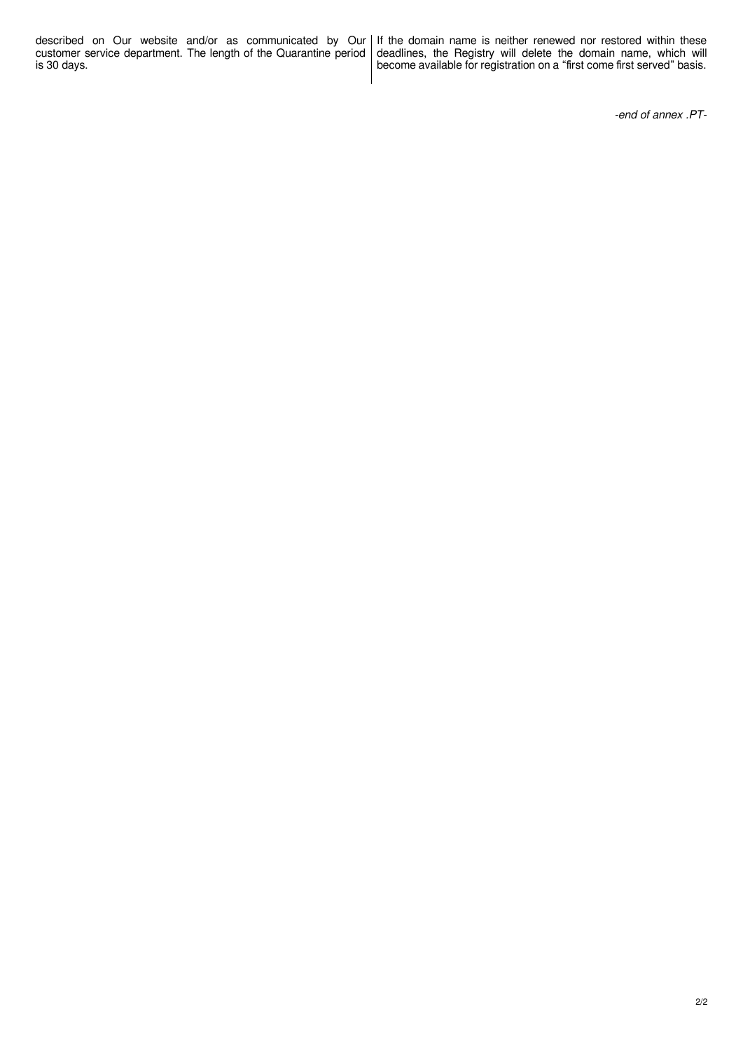described on Our website and/or as communicated by Our customer service department. The length of the Quarantine period is 30 days.

If the domain name is neither renewed nor restored within these deadlines, the Registry will delete the domain name, which will become available for registration on a “first come first served” basis.

*-end of annex .PT-*